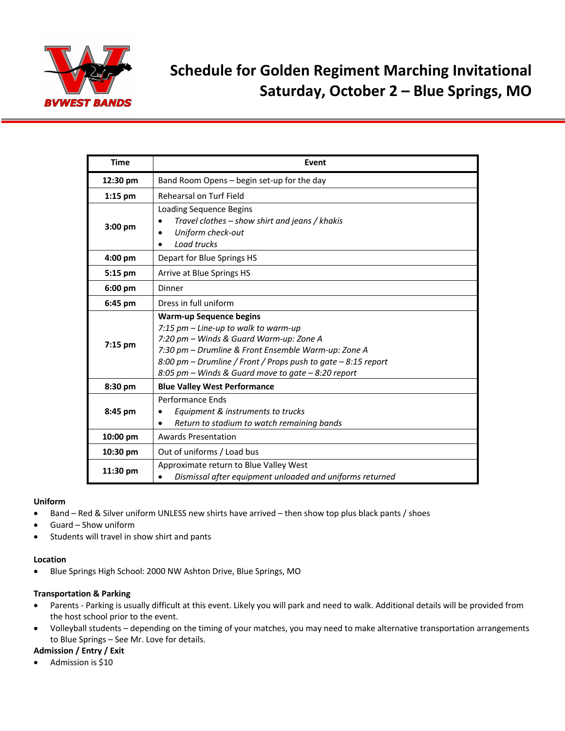BVWEST BANDS

# Schedule for Golden Regiment Marching Invitational
## Saturday, October 2 – Blue Springs, MO

| Time | Event |
| --- | --- |
| **12:30 pm** | Band Room Opens – begin set-up for the day |
| **1:15 pm** | Rehearsal on Turf Field |
| **3:00 pm** | Loading Sequence Begins<br>• *Travel clothes – show shirt and jeans / khakis*<br>• *Uniform check-out*<br>• *Load trucks* |
| **4:00 pm** | Depart for Blue Springs HS |
| **5:15 pm** | Arrive at Blue Springs HS |
| **6:00 pm** | Dinner |
| **6:45 pm** | Dress in full uniform |
| **7:15 pm** | **Warm-up Sequence begins**<br>*7:15 pm – Line-up to walk to warm-up*<br>*7:20 pm – Winds & Guard Warm-up: Zone A*<br>*7:30 pm – Drumline & Front Ensemble Warm-up: Zone A*<br>*8:00 pm – Drumline / Front / Props push to gate – 8:15 report*<br>*8:05 pm – Winds & Guard move to gate – 8:20 report* |
| **8:30 pm** | **Blue Valley West Performance** |
| **8:45 pm** | Performance Ends<br>• *Equipment & instruments to trucks*<br>• *Return to stadium to watch remaining bands* |
| **10:00 pm** | Awards Presentation |
| **10:30 pm** | Out of uniforms / Load bus |
| **11:30 pm** | Approximate return to Blue Valley West<br>• *Dismissal after equipment unloaded and uniforms returned* |

**Uniform**

- Band – Red & Silver uniform UNLESS new shirts have arrived – then show top plus black pants / shoes
- Guard – Show uniform
- Students will travel in show shirt and pants

**Location**

- Blue Springs High School: 2000 NW Ashton Drive, Blue Springs, MO

**Transportation & Parking**

- Parents - Parking is usually difficult at this event. Likely you will park and need to walk. Additional details will be provided from the host school prior to the event.
- Volleyball students – depending on the timing of your matches, you may need to make alternative transportation arrangements to Blue Springs – See Mr. Love for details.

**Admission / Entry / Exit**

- Admission is $10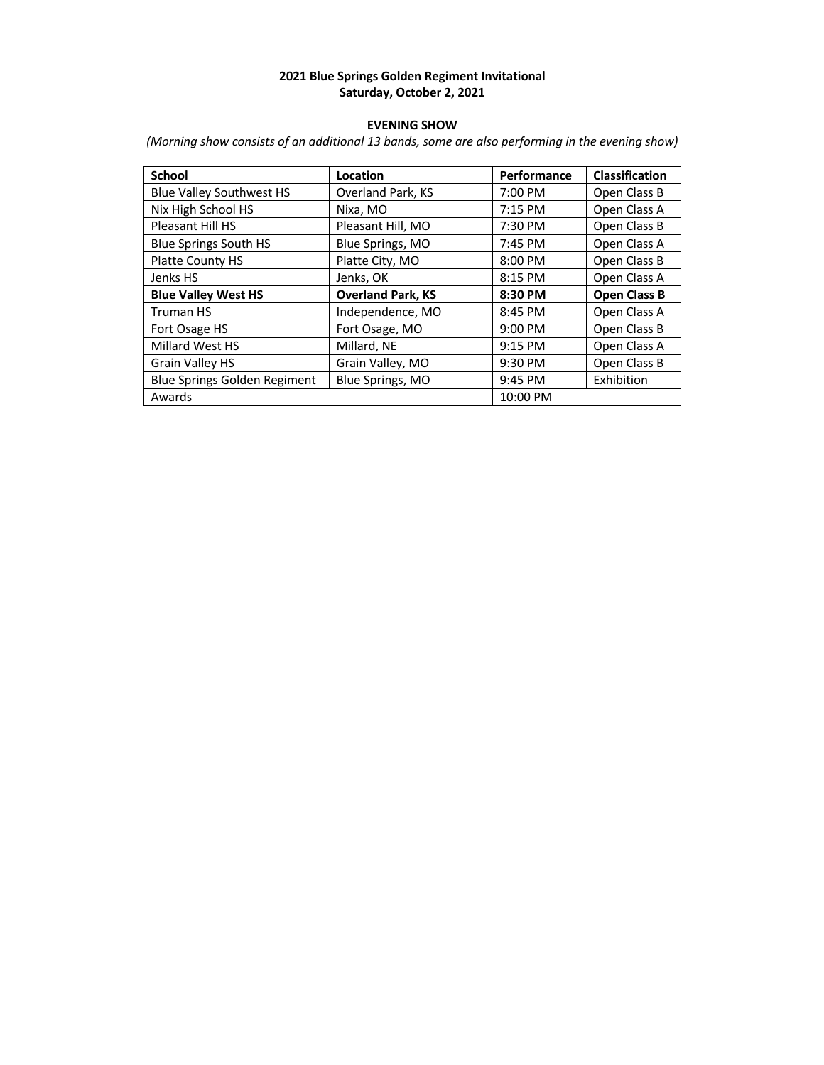**2021 Blue Springs Golden Regiment Invitational**
**Saturday, October 2, 2021**

**EVENING SHOW**

*(Morning show consists of an additional 13 bands, some are also performing in the evening show)*

| School | Location | Performance | Classification |
|---|---|---|---|
| Blue Valley Southwest HS | Overland Park, KS | 7:00 PM | Open Class B |
| Nix High School HS | Nixa, MO | 7:15 PM | Open Class A |
| Pleasant Hill HS | Pleasant Hill, MO | 7:30 PM | Open Class B |
| Blue Springs South HS | Blue Springs, MO | 7:45 PM | Open Class A |
| Platte County HS | Platte City, MO | 8:00 PM | Open Class B |
| Jenks HS | Jenks, OK | 8:15 PM | Open Class A |
| **Blue Valley West HS** | **Overland Park, KS** | **8:30 PM** | **Open Class B** |
| Truman HS | Independence, MO | 8:45 PM | Open Class A |
| Fort Osage HS | Fort Osage, MO | 9:00 PM | Open Class B |
| Millard West HS | Millard, NE | 9:15 PM | Open Class A |
| Grain Valley HS | Grain Valley, MO | 9:30 PM | Open Class B |
| Blue Springs Golden Regiment | Blue Springs, MO | 9:45 PM | Exhibition |
| Awards | | 10:00 PM | |